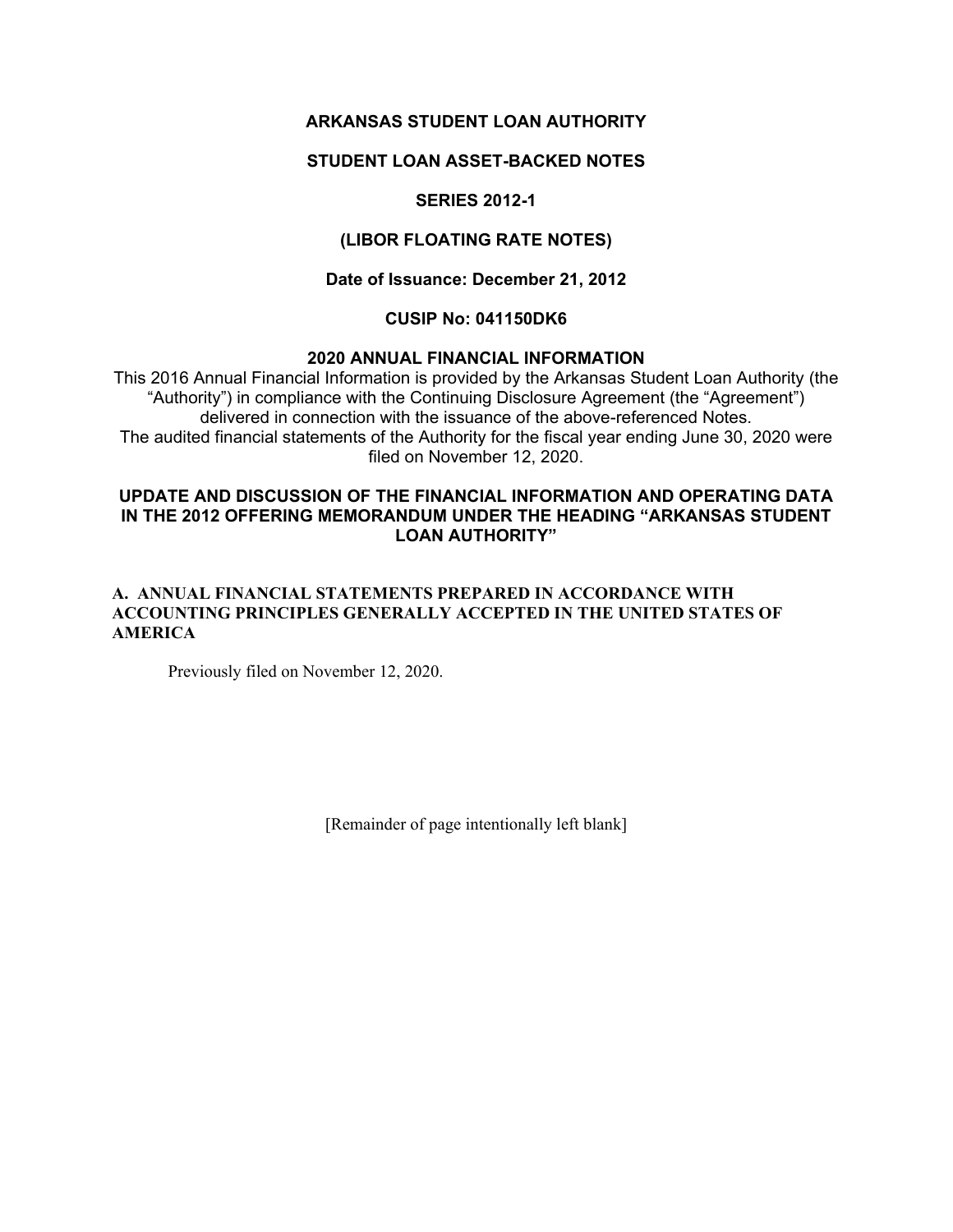# ARKANSAS STUDENT LOAN AUTHORITY

## STUDENT LOAN ASSET-BACKED NOTES

## SERIES 2012-1

## (LIBOR FLOATING RATE NOTES)

**Date of Issuance: December 21, 2012**

**CUSIP No: 041150DK6**

## 2020 ANNUAL FINANCIAL INFORMATION

This 2016 Annual Financial Information is provided by the Arkansas Student Loan Authority (the "Authority") in compliance with the Continuing Disclosure Agreement (the "Agreement") delivered in connection with the issuance of the above-referenced Notes.
The audited financial statements of the Authority for the fiscal year ending June 30, 2020 were filed on November 12, 2020.

## UPDATE AND DISCUSSION OF THE FINANCIAL INFORMATION AND OPERATING DATA IN THE 2012 OFFERING MEMORANDUM UNDER THE HEADING "ARKANSAS STUDENT LOAN AUTHORITY"

### A. ANNUAL FINANCIAL STATEMENTS PREPARED IN ACCORDANCE WITH ACCOUNTING PRINCIPLES GENERALLY ACCEPTED IN THE UNITED STATES OF AMERICA

Previously filed on November 12, 2020.

[Remainder of page intentionally left blank]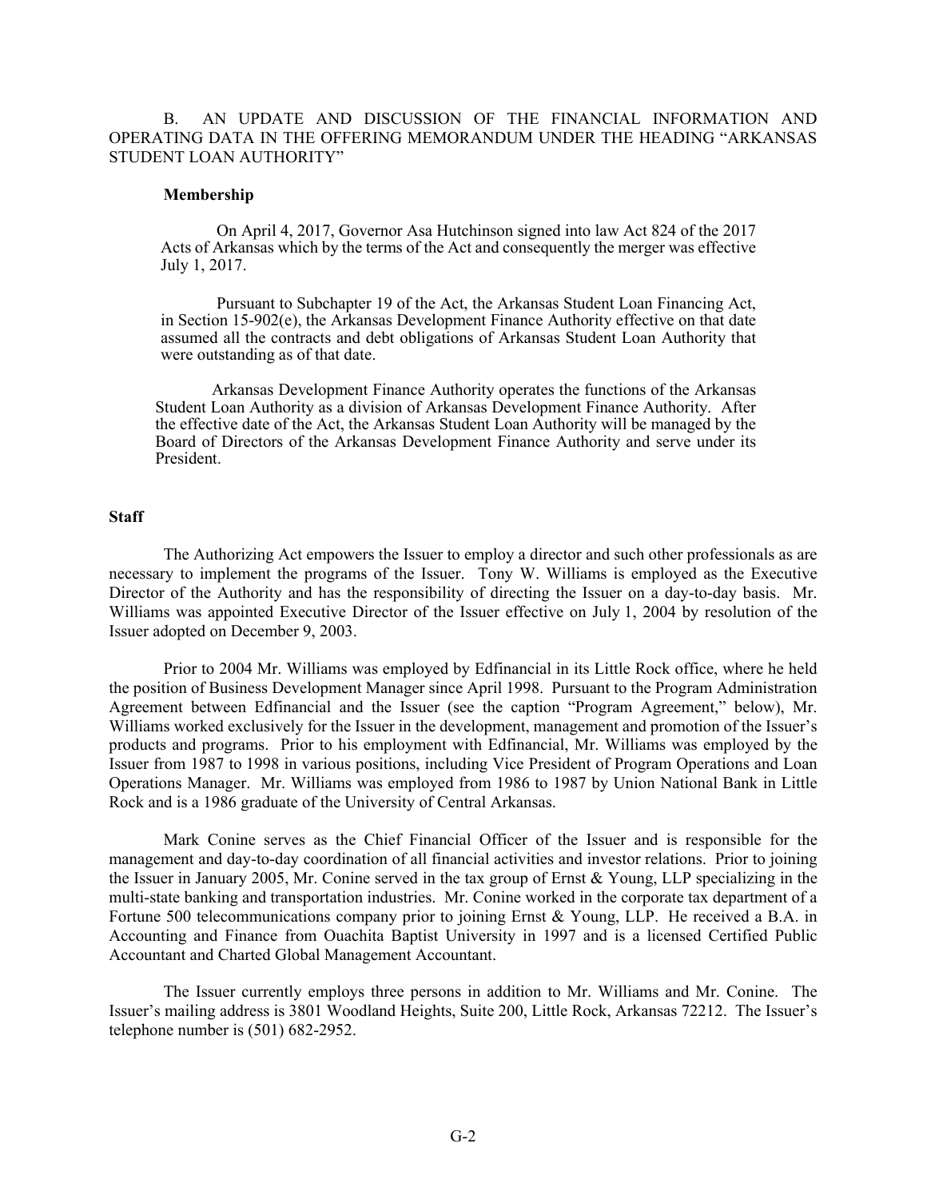B. AN UPDATE AND DISCUSSION OF THE FINANCIAL INFORMATION AND OPERATING DATA IN THE OFFERING MEMORANDUM UNDER THE HEADING "ARKANSAS STUDENT LOAN AUTHORITY"

**Membership**

On April 4, 2017, Governor Asa Hutchinson signed into law Act 824 of the 2017 Acts of Arkansas which by the terms of the Act and consequently the merger was effective July 1, 2017.

Pursuant to Subchapter 19 of the Act, the Arkansas Student Loan Financing Act, in Section 15-902(e), the Arkansas Development Finance Authority effective on that date assumed all the contracts and debt obligations of Arkansas Student Loan Authority that were outstanding as of that date.

Arkansas Development Finance Authority operates the functions of the Arkansas Student Loan Authority as a division of Arkansas Development Finance Authority. After the effective date of the Act, the Arkansas Student Loan Authority will be managed by the Board of Directors of the Arkansas Development Finance Authority and serve under its President.

**Staff**

The Authorizing Act empowers the Issuer to employ a director and such other professionals as are necessary to implement the programs of the Issuer. Tony W. Williams is employed as the Executive Director of the Authority and has the responsibility of directing the Issuer on a day-to-day basis. Mr. Williams was appointed Executive Director of the Issuer effective on July 1, 2004 by resolution of the Issuer adopted on December 9, 2003.

Prior to 2004 Mr. Williams was employed by Edfinancial in its Little Rock office, where he held the position of Business Development Manager since April 1998. Pursuant to the Program Administration Agreement between Edfinancial and the Issuer (see the caption "Program Agreement," below), Mr. Williams worked exclusively for the Issuer in the development, management and promotion of the Issuer's products and programs. Prior to his employment with Edfinancial, Mr. Williams was employed by the Issuer from 1987 to 1998 in various positions, including Vice President of Program Operations and Loan Operations Manager. Mr. Williams was employed from 1986 to 1987 by Union National Bank in Little Rock and is a 1986 graduate of the University of Central Arkansas.

Mark Conine serves as the Chief Financial Officer of the Issuer and is responsible for the management and day-to-day coordination of all financial activities and investor relations. Prior to joining the Issuer in January 2005, Mr. Conine served in the tax group of Ernst & Young, LLP specializing in the multi-state banking and transportation industries. Mr. Conine worked in the corporate tax department of a Fortune 500 telecommunications company prior to joining Ernst & Young, LLP. He received a B.A. in Accounting and Finance from Ouachita Baptist University in 1997 and is a licensed Certified Public Accountant and Charted Global Management Accountant.

The Issuer currently employs three persons in addition to Mr. Williams and Mr. Conine. The Issuer's mailing address is 3801 Woodland Heights, Suite 200, Little Rock, Arkansas 72212. The Issuer's telephone number is (501) 682-2952.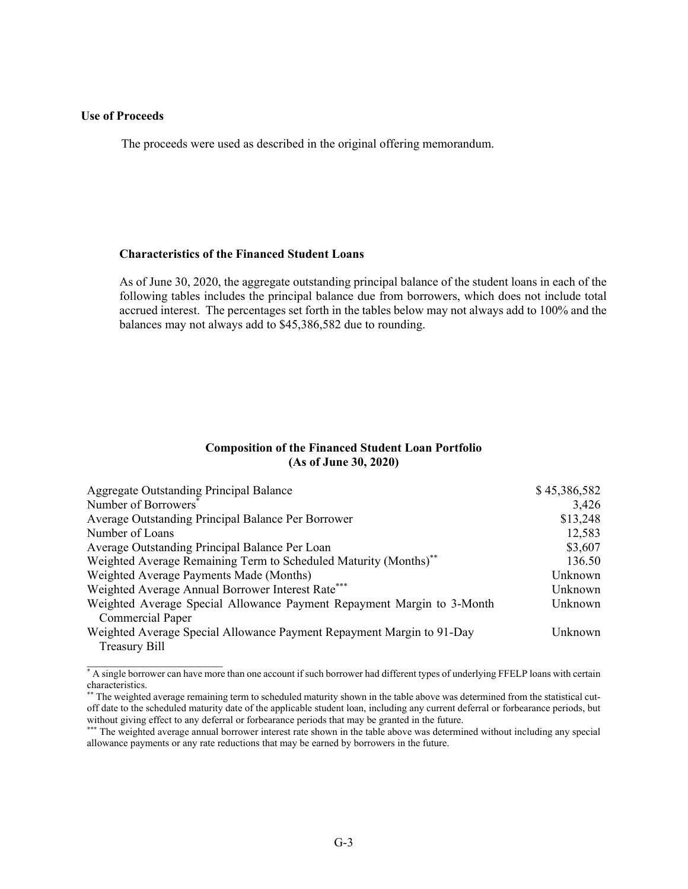**Use of Proceeds**

The proceeds were used as described in the original offering memorandum.

**Characteristics of the Financed Student Loans**

As of June 30, 2020, the aggregate outstanding principal balance of the student loans in each of the following tables includes the principal balance due from borrowers, which does not include total accrued interest. The percentages set forth in the tables below may not always add to 100% and the balances may not always add to $45,386,582 due to rounding.

**Composition of the Financed Student Loan Portfolio**
**(As of June 30, 2020)**

| | |
|---|---:|
| Aggregate Outstanding Principal Balance | $ 45,386,582 |
| Number of Borrowers* | 3,426 |
| Average Outstanding Principal Balance Per Borrower | $13,248 |
| Number of Loans | 12,583 |
| Average Outstanding Principal Balance Per Loan | $3,607 |
| Weighted Average Remaining Term to Scheduled Maturity (Months)** | 136.50 |
| Weighted Average Payments Made (Months) | Unknown |
| Weighted Average Annual Borrower Interest Rate*** | Unknown |
| Weighted Average Special Allowance Payment Repayment Margin to 3-Month Commercial Paper | Unknown |
| Weighted Average Special Allowance Payment Repayment Margin to 91-Day Treasury Bill | Unknown |

\* A single borrower can have more than one account if such borrower had different types of underlying FFELP loans with certain characteristics.

** The weighted average remaining term to scheduled maturity shown in the table above was determined from the statistical cut-off date to the scheduled maturity date of the applicable student loan, including any current deferral or forbearance periods, but without giving effect to any deferral or forbearance periods that may be granted in the future.

*** The weighted average annual borrower interest rate shown in the table above was determined without including any special allowance payments or any rate reductions that may be earned by borrowers in the future.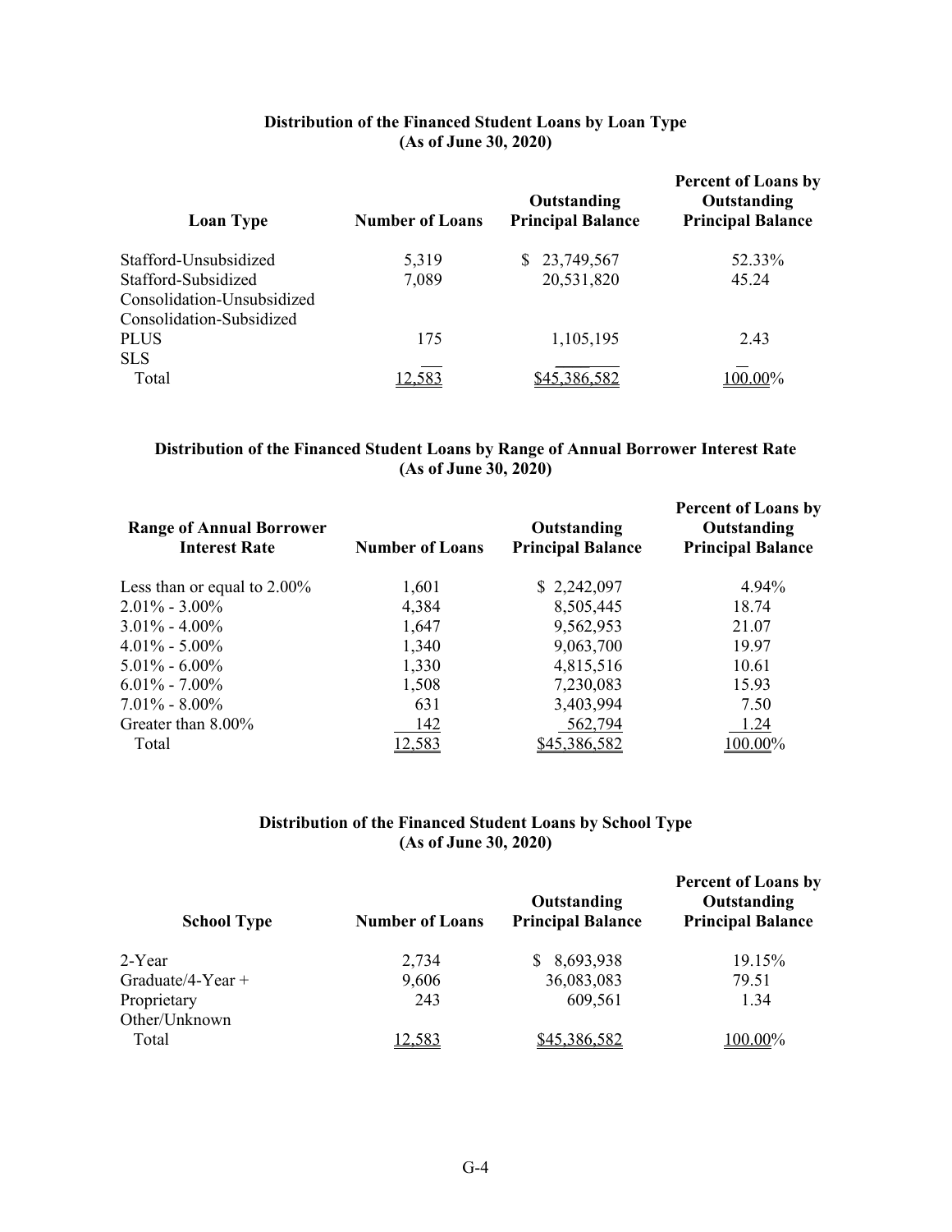**Distribution of the Financed Student Loans by Loan Type**
**(As of June 30, 2020)**

| Loan Type | Number of Loans | Outstanding Principal Balance | Percent of Loans by Outstanding Principal Balance |
|---|---|---|---|
| Stafford-Unsubsidized | 5,319 | $ 23,749,567 | 52.33% |
| Stafford-Subsidized | 7,089 | 20,531,820 | 45.24 |
| Consolidation-Unsubsidized | | | |
| Consolidation-Subsidized | | | |
| PLUS | 175 | 1,105,195 | 2.43 |
| SLS | | | |
| Total | 12,583 | $45,386,582 | 100.00% |

**Distribution of the Financed Student Loans by Range of Annual Borrower Interest Rate**
**(As of June 30, 2020)**

| Range of Annual Borrower Interest Rate | Number of Loans | Outstanding Principal Balance | Percent of Loans by Outstanding Principal Balance |
|---|---|---|---|
| Less than or equal to 2.00% | 1,601 | $ 2,242,097 | 4.94% |
| 2.01% - 3.00% | 4,384 | 8,505,445 | 18.74 |
| 3.01% - 4.00% | 1,647 | 9,562,953 | 21.07 |
| 4.01% - 5.00% | 1,340 | 9,063,700 | 19.97 |
| 5.01% - 6.00% | 1,330 | 4,815,516 | 10.61 |
| 6.01% - 7.00% | 1,508 | 7,230,083 | 15.93 |
| 7.01% - 8.00% | 631 | 3,403,994 | 7.50 |
| Greater than 8.00% | 142 | 562,794 | 1.24 |
| Total | 12,583 | $45,386,582 | 100.00% |

**Distribution of the Financed Student Loans by School Type**
**(As of June 30, 2020)**

| School Type | Number of Loans | Outstanding Principal Balance | Percent of Loans by Outstanding Principal Balance |
|---|---|---|---|
| 2-Year | 2,734 | $ 8,693,938 | 19.15% |
| Graduate/4-Year + | 9,606 | 36,083,083 | 79.51 |
| Proprietary | 243 | 609,561 | 1.34 |
| Other/Unknown | | | |
| Total | 12,583 | $45,386,582 | 100.00% |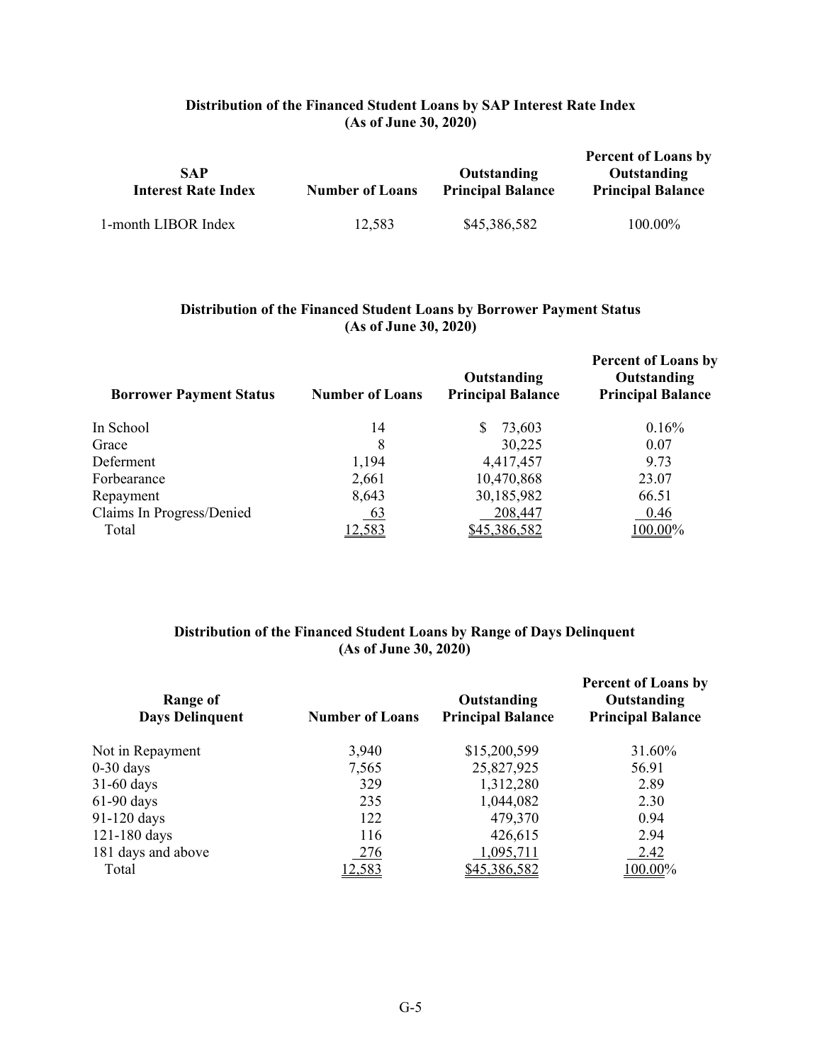**Distribution of the Financed Student Loans by SAP Interest Rate Index**
**(As of June 30, 2020)**

| SAP Interest Rate Index | Number of Loans | Outstanding Principal Balance | Percent of Loans by Outstanding Principal Balance |
|---|---|---|---|
| 1-month LIBOR Index | 12,583 | $45,386,582 | 100.00% |

**Distribution of the Financed Student Loans by Borrower Payment Status**
**(As of June 30, 2020)**

| Borrower Payment Status | Number of Loans | Outstanding Principal Balance | Percent of Loans by Outstanding Principal Balance |
|---|---|---|---|
| In School | 14 | $ 73,603 | 0.16% |
| Grace | 8 | 30,225 | 0.07 |
| Deferment | 1,194 | 4,417,457 | 9.73 |
| Forbearance | 2,661 | 10,470,868 | 23.07 |
| Repayment | 8,643 | 30,185,982 | 66.51 |
| Claims In Progress/Denied | 63 | 208,447 | 0.46 |
| Total | 12,583 | $45,386,582 | 100.00% |

**Distribution of the Financed Student Loans by Range of Days Delinquent**
**(As of June 30, 2020)**

| Range of Days Delinquent | Number of Loans | Outstanding Principal Balance | Percent of Loans by Outstanding Principal Balance |
|---|---|---|---|
| Not in Repayment | 3,940 | $15,200,599 | 31.60% |
| 0-30 days | 7,565 | 25,827,925 | 56.91 |
| 31-60 days | 329 | 1,312,280 | 2.89 |
| 61-90 days | 235 | 1,044,082 | 2.30 |
| 91-120 days | 122 | 479,370 | 0.94 |
| 121-180 days | 116 | 426,615 | 2.94 |
| 181 days and above | 276 | 1,095,711 | 2.42 |
| Total | 12,583 | $45,386,582 | 100.00% |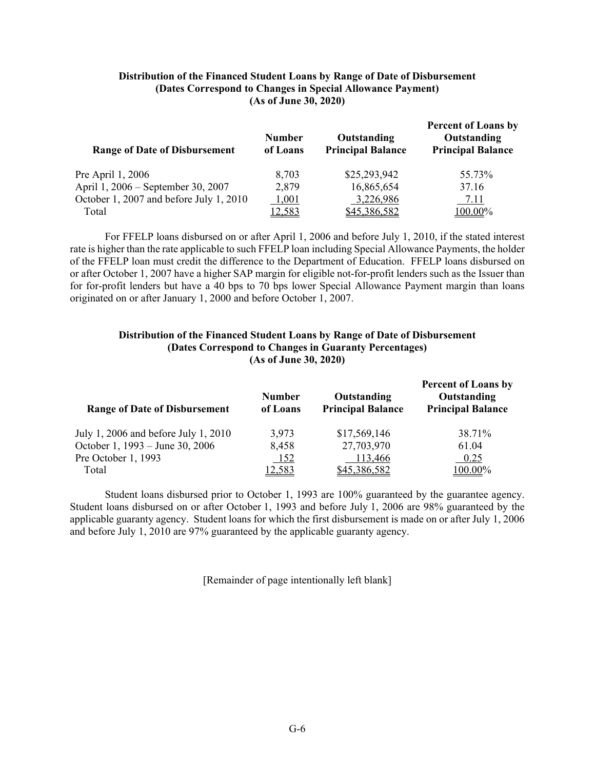**Distribution of the Financed Student Loans by Range of Date of Disbursement**
**(Dates Correspond to Changes in Special Allowance Payment)**
**(As of June 30, 2020)**

| Range of Date of Disbursement | Number of Loans | Outstanding Principal Balance | Percent of Loans by Outstanding Principal Balance |
|---|---|---|---|
| Pre April 1, 2006 | 8,703 | $25,293,942 | 55.73% |
| April 1, 2006 – September 30, 2007 | 2,879 | 16,865,654 | 37.16 |
| October 1, 2007 and before July 1, 2010 | 1,001 | 3,226,986 | 7.11 |
| Total | 12,583 | $45,386,582 | 100.00% |

For FFELP loans disbursed on or after April 1, 2006 and before July 1, 2010, if the stated interest rate is higher than the rate applicable to such FFELP loan including Special Allowance Payments, the holder of the FFELP loan must credit the difference to the Department of Education. FFELP loans disbursed on or after October 1, 2007 have a higher SAP margin for eligible not-for-profit lenders such as the Issuer than for for-profit lenders but have a 40 bps to 70 bps lower Special Allowance Payment margin than loans originated on or after January 1, 2000 and before October 1, 2007.

**Distribution of the Financed Student Loans by Range of Date of Disbursement**
**(Dates Correspond to Changes in Guaranty Percentages)**
**(As of June 30, 2020)**

| Range of Date of Disbursement | Number of Loans | Outstanding Principal Balance | Percent of Loans by Outstanding Principal Balance |
|---|---|---|---|
| July 1, 2006 and before July 1, 2010 | 3,973 | $17,569,146 | 38.71% |
| October 1, 1993 – June 30, 2006 | 8,458 | 27,703,970 | 61.04 |
| Pre October 1, 1993 | 152 | 113,466 | 0.25 |
| Total | 12,583 | $45,386,582 | 100.00% |

Student loans disbursed prior to October 1, 1993 are 100% guaranteed by the guarantee agency. Student loans disbursed on or after October 1, 1993 and before July 1, 2006 are 98% guaranteed by the applicable guaranty agency. Student loans for which the first disbursement is made on or after July 1, 2006 and before July 1, 2010 are 97% guaranteed by the applicable guaranty agency.

[Remainder of page intentionally left blank]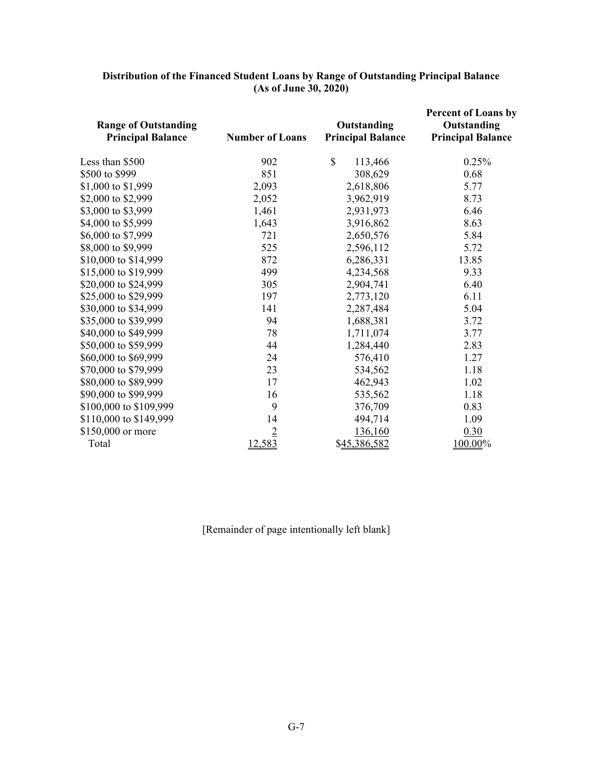**Distribution of the Financed Student Loans by Range of Outstanding Principal Balance (As of June 30, 2020)**

| Range of Outstanding Principal Balance | Number of Loans | Outstanding Principal Balance | Percent of Loans by Outstanding Principal Balance |
|---|---|---|---|
| Less than $500 | 902 | $ 113,466 | 0.25% |
| $500 to $999 | 851 | 308,629 | 0.68 |
| $1,000 to $1,999 | 2,093 | 2,618,806 | 5.77 |
| $2,000 to $2,999 | 2,052 | 3,962,919 | 8.73 |
| $3,000 to $3,999 | 1,461 | 2,931,973 | 6.46 |
| $4,000 to $5,999 | 1,643 | 3,916,862 | 8.63 |
| $6,000 to $7,999 | 721 | 2,650,576 | 5.84 |
| $8,000 to $9,999 | 525 | 2,596,112 | 5.72 |
| $10,000 to $14,999 | 872 | 6,286,331 | 13.85 |
| $15,000 to $19,999 | 499 | 4,234,568 | 9.33 |
| $20,000 to $24,999 | 305 | 2,904,741 | 6.40 |
| $25,000 to $29,999 | 197 | 2,773,120 | 6.11 |
| $30,000 to $34,999 | 141 | 2,287,484 | 5.04 |
| $35,000 to $39,999 | 94 | 1,688,381 | 3.72 |
| $40,000 to $49,999 | 78 | 1,711,074 | 3.77 |
| $50,000 to $59,999 | 44 | 1,284,440 | 2.83 |
| $60,000 to $69,999 | 24 | 576,410 | 1.27 |
| $70,000 to $79,999 | 23 | 534,562 | 1.18 |
| $80,000 to $89,999 | 17 | 462,943 | 1.02 |
| $90,000 to $99,999 | 16 | 535,562 | 1.18 |
| $100,000 to $109,999 | 9 | 376,709 | 0.83 |
| $110,000 to $149,999 | 14 | 494,714 | 1.09 |
| $150,000 or more | 2 | 136,160 | 0.30 |
| Total | 12,583 | $45,386,582 | 100.00% |

[Remainder of page intentionally left blank]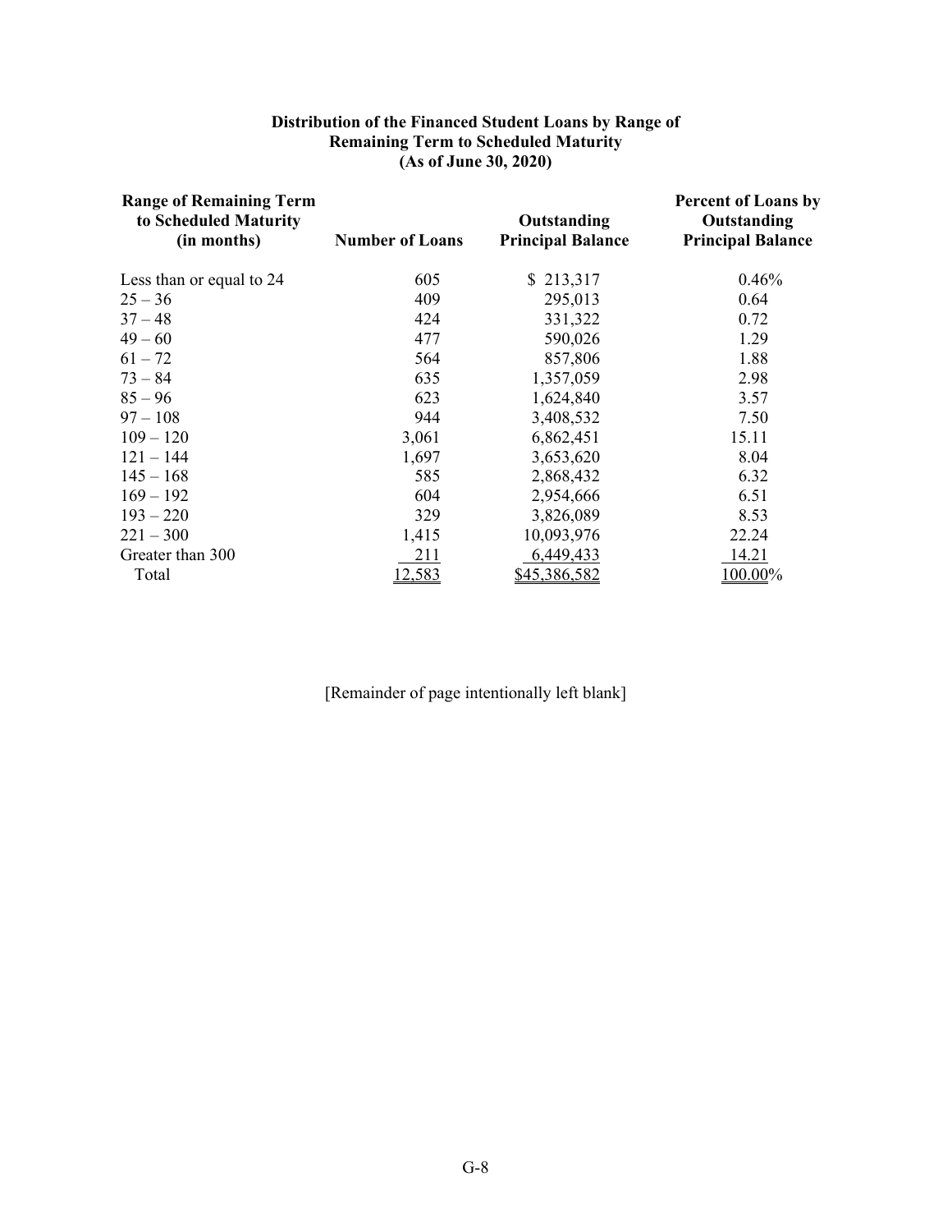**Distribution of the Financed Student Loans by Range of Remaining Term to Scheduled Maturity (As of June 30, 2020)**

| Range of Remaining Term to Scheduled Maturity (in months) | Number of Loans | Outstanding Principal Balance | Percent of Loans by Outstanding Principal Balance |
|---|---|---|---|
| Less than or equal to 24 | 605 | $ 213,317 | 0.46% |
| 25 – 36 | 409 | 295,013 | 0.64 |
| 37 – 48 | 424 | 331,322 | 0.72 |
| 49 – 60 | 477 | 590,026 | 1.29 |
| 61 – 72 | 564 | 857,806 | 1.88 |
| 73 – 84 | 635 | 1,357,059 | 2.98 |
| 85 – 96 | 623 | 1,624,840 | 3.57 |
| 97 – 108 | 944 | 3,408,532 | 7.50 |
| 109 – 120 | 3,061 | 6,862,451 | 15.11 |
| 121 – 144 | 1,697 | 3,653,620 | 8.04 |
| 145 – 168 | 585 | 2,868,432 | 6.32 |
| 169 – 192 | 604 | 2,954,666 | 6.51 |
| 193 – 220 | 329 | 3,826,089 | 8.53 |
| 221 – 300 | 1,415 | 10,093,976 | 22.24 |
| Greater than 300 | 211 | 6,449,433 | 14.21 |
| Total | 12,583 | $45,386,582 | 100.00% |

[Remainder of page intentionally left blank]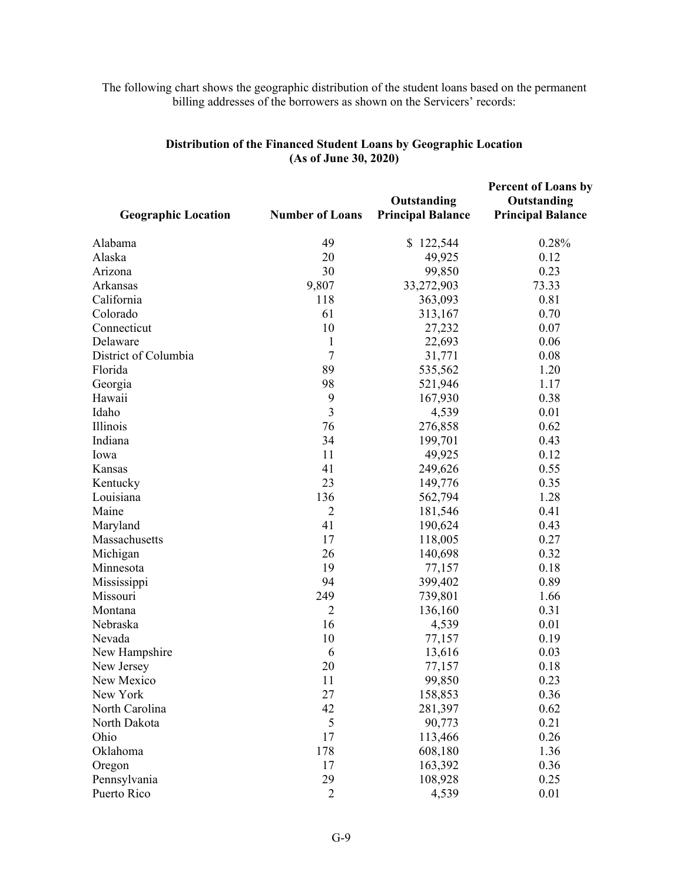The following chart shows the geographic distribution of the student loans based on the permanent billing addresses of the borrowers as shown on the Servicers' records:

**Distribution of the Financed Student Loans by Geographic Location**
**(As of June 30, 2020)**

| Geographic Location | Number of Loans | Outstanding Principal Balance | Percent of Loans by Outstanding Principal Balance |
|---|---|---|---|
| Alabama | 49 | $ 122,544 | 0.28% |
| Alaska | 20 | 49,925 | 0.12 |
| Arizona | 30 | 99,850 | 0.23 |
| Arkansas | 9,807 | 33,272,903 | 73.33 |
| California | 118 | 363,093 | 0.81 |
| Colorado | 61 | 313,167 | 0.70 |
| Connecticut | 10 | 27,232 | 0.07 |
| Delaware | 1 | 22,693 | 0.06 |
| District of Columbia | 7 | 31,771 | 0.08 |
| Florida | 89 | 535,562 | 1.20 |
| Georgia | 98 | 521,946 | 1.17 |
| Hawaii | 9 | 167,930 | 0.38 |
| Idaho | 3 | 4,539 | 0.01 |
| Illinois | 76 | 276,858 | 0.62 |
| Indiana | 34 | 199,701 | 0.43 |
| Iowa | 11 | 49,925 | 0.12 |
| Kansas | 41 | 249,626 | 0.55 |
| Kentucky | 23 | 149,776 | 0.35 |
| Louisiana | 136 | 562,794 | 1.28 |
| Maine | 2 | 181,546 | 0.41 |
| Maryland | 41 | 190,624 | 0.43 |
| Massachusetts | 17 | 118,005 | 0.27 |
| Michigan | 26 | 140,698 | 0.32 |
| Minnesota | 19 | 77,157 | 0.18 |
| Mississippi | 94 | 399,402 | 0.89 |
| Missouri | 249 | 739,801 | 1.66 |
| Montana | 2 | 136,160 | 0.31 |
| Nebraska | 16 | 4,539 | 0.01 |
| Nevada | 10 | 77,157 | 0.19 |
| New Hampshire | 6 | 13,616 | 0.03 |
| New Jersey | 20 | 77,157 | 0.18 |
| New Mexico | 11 | 99,850 | 0.23 |
| New York | 27 | 158,853 | 0.36 |
| North Carolina | 42 | 281,397 | 0.62 |
| North Dakota | 5 | 90,773 | 0.21 |
| Ohio | 17 | 113,466 | 0.26 |
| Oklahoma | 178 | 608,180 | 1.36 |
| Oregon | 17 | 163,392 | 0.36 |
| Pennsylvania | 29 | 108,928 | 0.25 |
| Puerto Rico | 2 | 4,539 | 0.01 |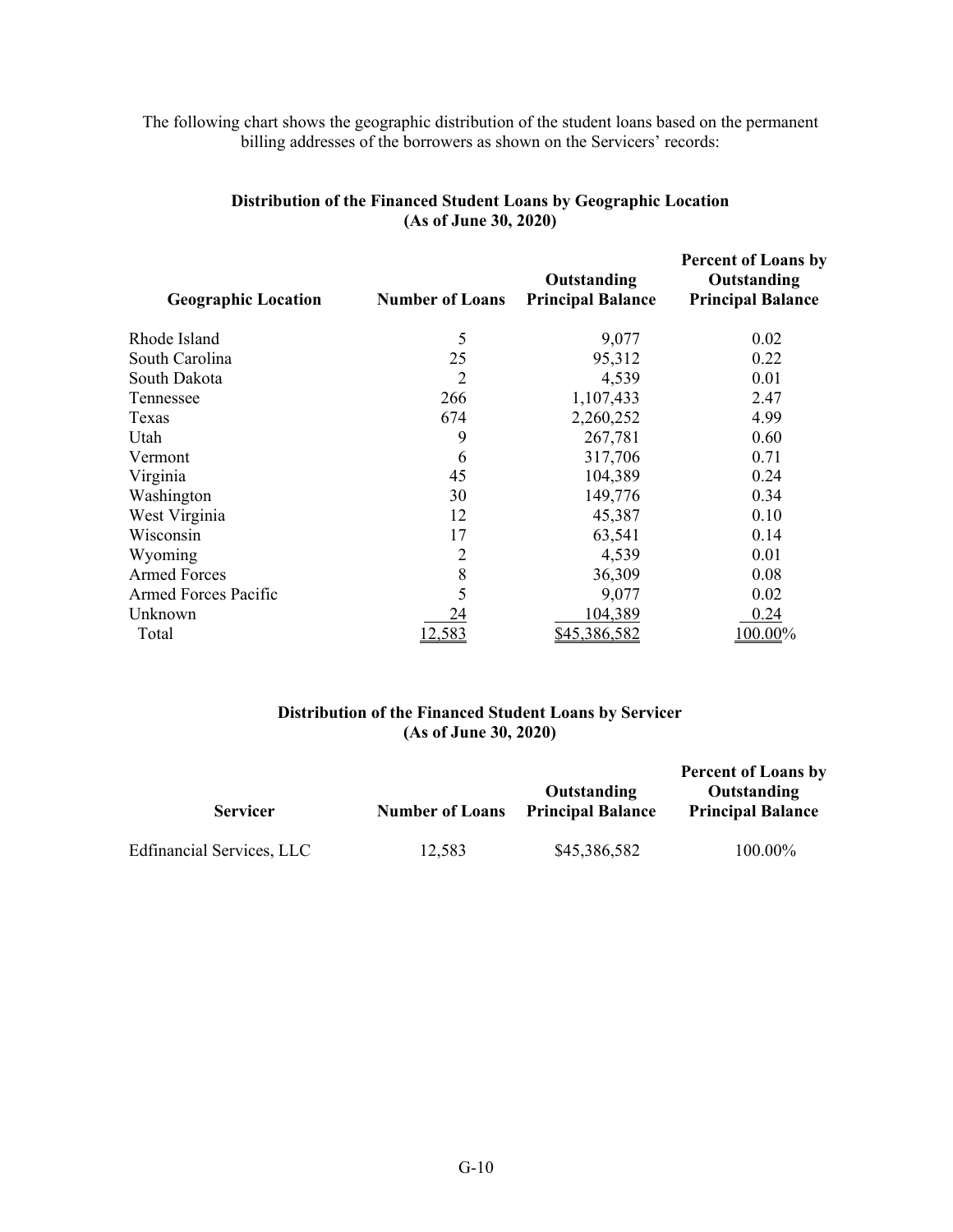The following chart shows the geographic distribution of the student loans based on the permanent billing addresses of the borrowers as shown on the Servicers' records:

**Distribution of the Financed Student Loans by Geographic Location**
**(As of June 30, 2020)**

| Geographic Location | Number of Loans | Outstanding Principal Balance | Percent of Loans by Outstanding Principal Balance |
|---|---|---|---|
| Rhode Island | 5 | 9,077 | 0.02 |
| South Carolina | 25 | 95,312 | 0.22 |
| South Dakota | 2 | 4,539 | 0.01 |
| Tennessee | 266 | 1,107,433 | 2.47 |
| Texas | 674 | 2,260,252 | 4.99 |
| Utah | 9 | 267,781 | 0.60 |
| Vermont | 6 | 317,706 | 0.71 |
| Virginia | 45 | 104,389 | 0.24 |
| Washington | 30 | 149,776 | 0.34 |
| West Virginia | 12 | 45,387 | 0.10 |
| Wisconsin | 17 | 63,541 | 0.14 |
| Wyoming | 2 | 4,539 | 0.01 |
| Armed Forces | 8 | 36,309 | 0.08 |
| Armed Forces Pacific | 5 | 9,077 | 0.02 |
| Unknown | 24 | 104,389 | 0.24 |
| Total | 12,583 | $45,386,582 | 100.00% |

**Distribution of the Financed Student Loans by Servicer**
**(As of June 30, 2020)**

| Servicer | Number of Loans | Outstanding Principal Balance | Percent of Loans by Outstanding Principal Balance |
|---|---|---|---|
| Edfinancial Services, LLC | 12,583 | $45,386,582 | 100.00% |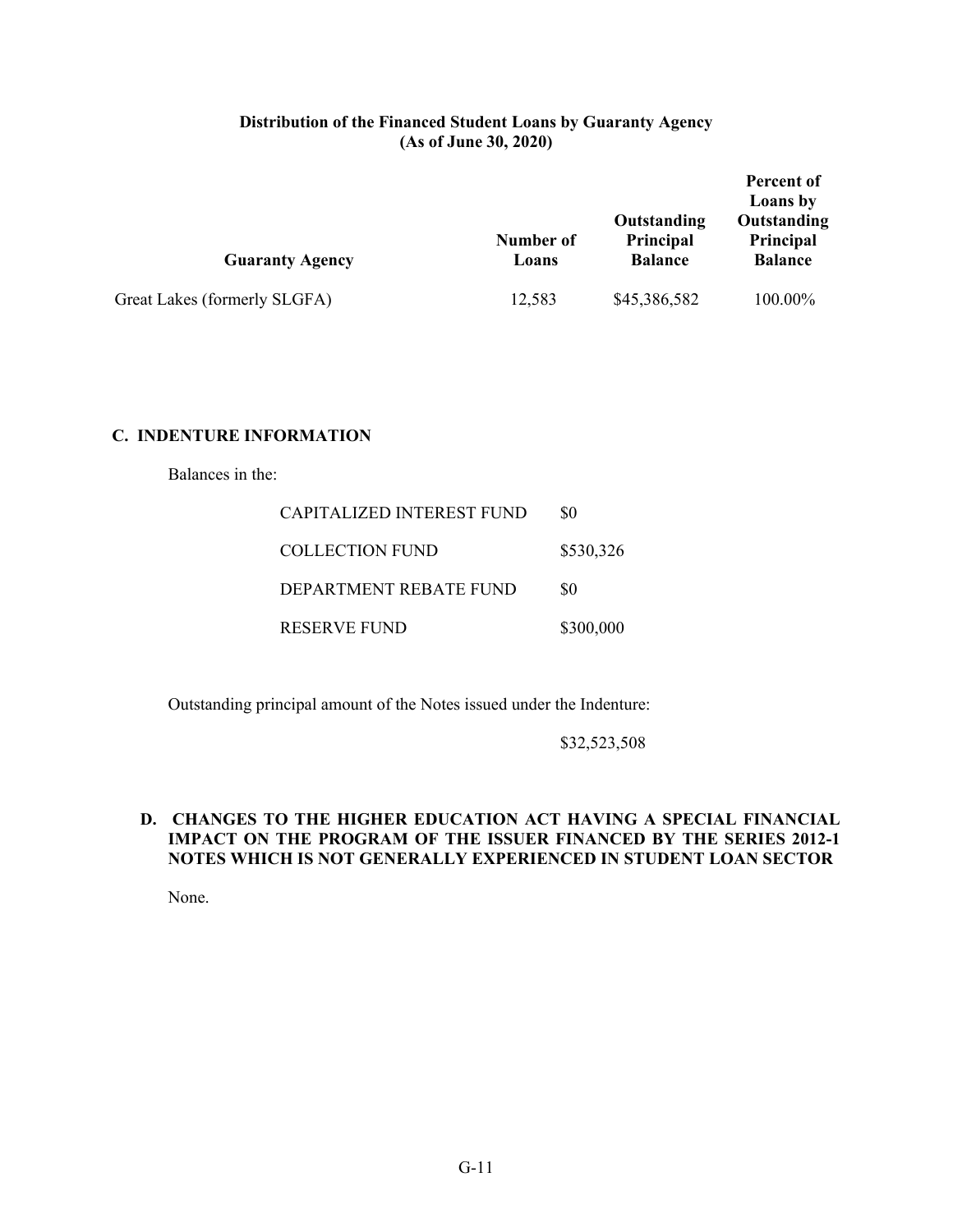**Distribution of the Financed Student Loans by Guaranty Agency**
**(As of June 30, 2020)**

| Guaranty Agency | Number of Loans | Outstanding Principal Balance | Percent of Loans by Outstanding Principal Balance |
|---|---|---|---|
| Great Lakes (formerly SLGFA) | 12,583 | \$45,386,582 | 100.00% |

## C. INDENTURE INFORMATION

Balances in the:

| | |
|---|---|
| CAPITALIZED INTEREST FUND | \$0 |
| COLLECTION FUND | \$530,326 |
| DEPARTMENT REBATE FUND | \$0 |
| RESERVE FUND | \$300,000 |

Outstanding principal amount of the Notes issued under the Indenture:

\$32,523,508

## D. CHANGES TO THE HIGHER EDUCATION ACT HAVING A SPECIAL FINANCIAL IMPACT ON THE PROGRAM OF THE ISSUER FINANCED BY THE SERIES 2012-1 NOTES WHICH IS NOT GENERALLY EXPERIENCED IN STUDENT LOAN SECTOR

None.